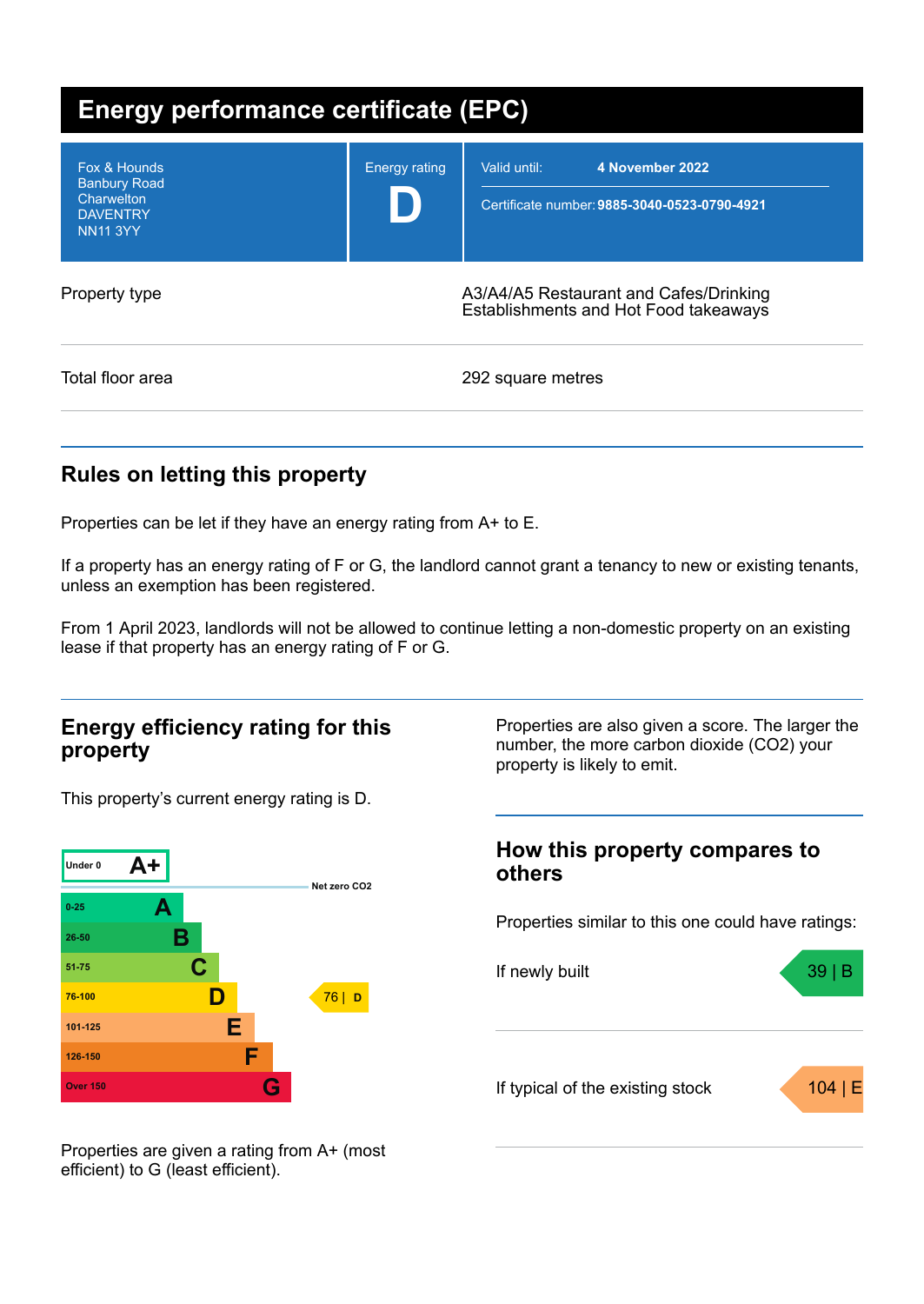# Energy performance certificate (EPC)

| | | |
|---|---|---|
| Fox & Hounds<br>Banbury Road<br>Charwelton<br>DAVENTRY<br>NN11 3YY | Energy rating<br>**D** | Valid until: **4 November 2022**<br>Certificate number: **9885-3040-0523-0790-4921** |

| | |
|---|---|
| Property type | A3/A4/A5 Restaurant and Cafes/Drinking Establishments and Hot Food takeaways |
| Total floor area | 292 square metres |

## Rules on letting this property

Properties can be let if they have an energy rating from A+ to E.

If a property has an energy rating of F or G, the landlord cannot grant a tenancy to new or existing tenants, unless an exemption has been registered.

From 1 April 2023, landlords will not be allowed to continue letting a non-domestic property on an existing lease if that property has an energy rating of F or G.

## Energy efficiency rating for this property

This property's current energy rating is D.

| Score | Rating |
|---|---|
| Under 0 | A+ |
| Net zero $CO_2$ | |
| 0-25 | A |
| 26-50 | B |
| 51-75 | C |
| 76-100 | D |
| 101-125 | E |
| 126-150 | F |
| Over 150 | G |

This property: 76 | D

Properties are given a rating from A+ (most efficient) to G (least efficient).

Properties are also given a score. The larger the number, the more carbon dioxide ($CO_2$) your property is likely to emit.

## How this property compares to others

Properties similar to this one could have ratings:

| | |
|---|---|
| If newly built | 39 \| B |
| If typical of the existing stock | 104 \| E |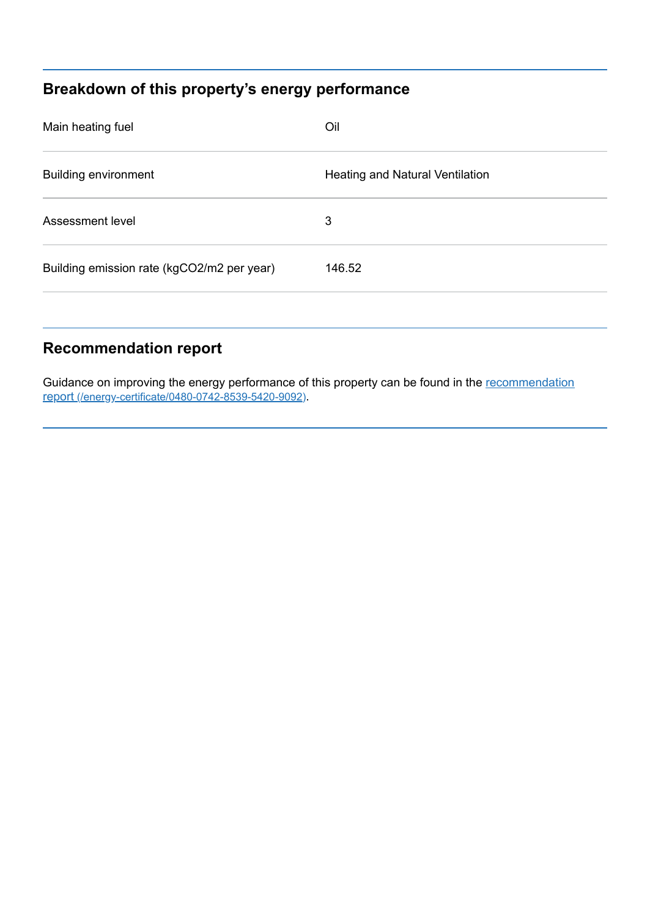## Breakdown of this property's energy performance

| | |
|---|---|
| Main heating fuel | Oil |
| Building environment | Heating and Natural Ventilation |
| Assessment level | 3 |
| Building emission rate (kgCO2/m2 per year) | 146.52 |

## Recommendation report

Guidance on improving the energy performance of this property can be found in the [recommendation report (/energy-certificate/0480-0742-8539-5420-9092)](/energy-certificate/0480-0742-8539-5420-9092).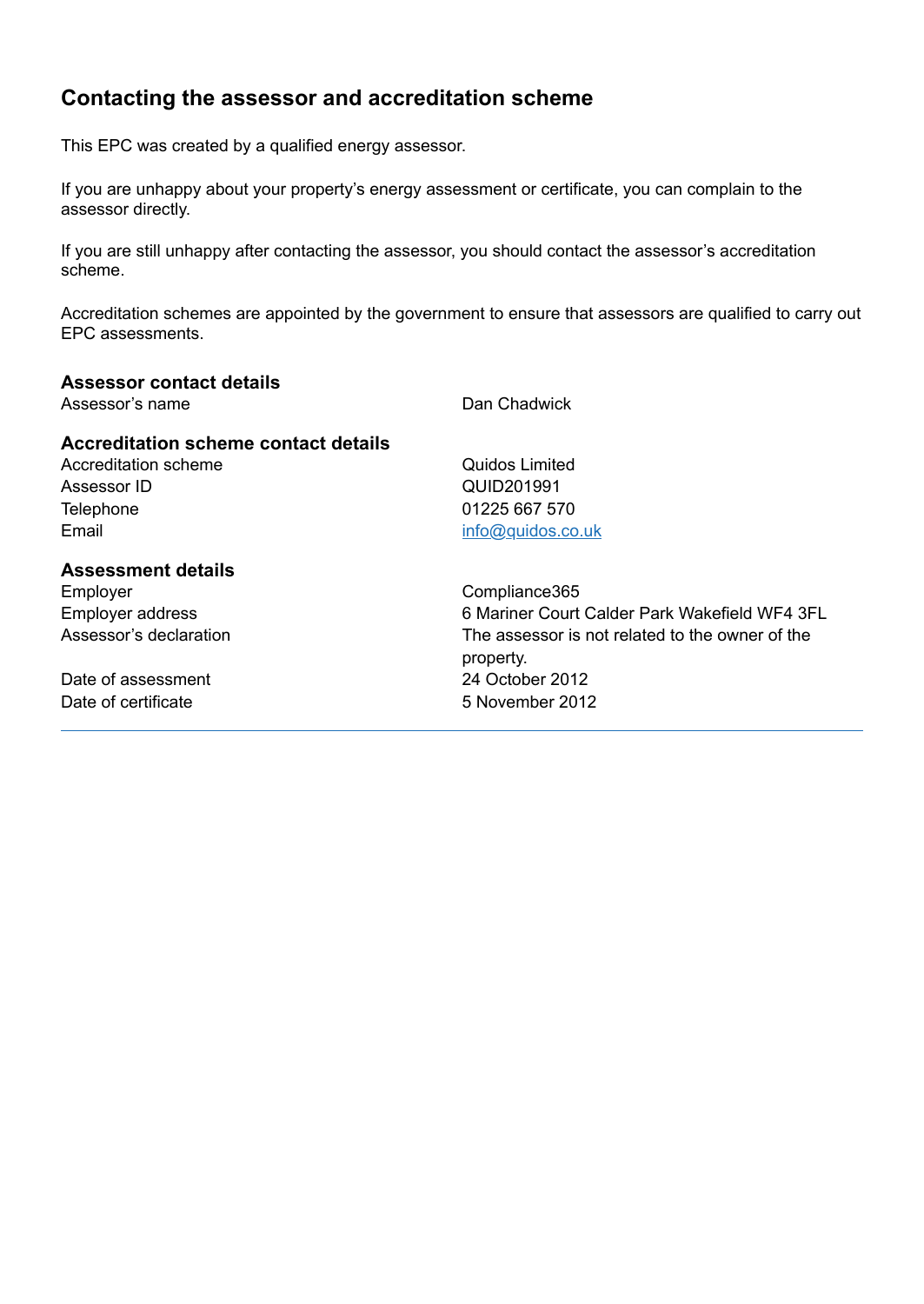## Contacting the assessor and accreditation scheme

This EPC was created by a qualified energy assessor.

If you are unhappy about your property's energy assessment or certificate, you can complain to the assessor directly.

If you are still unhappy after contacting the assessor, you should contact the assessor's accreditation scheme.

Accreditation schemes are appointed by the government to ensure that assessors are qualified to carry out EPC assessments.

### Assessor contact details

| | |
|---|---|
| Assessor's name | Dan Chadwick |

### Accreditation scheme contact details

| | |
|---|---|
| Accreditation scheme | Quidos Limited |
| Assessor ID | QUID201991 |
| Telephone | 01225 667 570 |
| Email | info@quidos.co.uk |

### Assessment details

| | |
|---|---|
| Employer | Compliance365 |
| Employer address | 6 Mariner Court Calder Park Wakefield WF4 3FL |
| Assessor's declaration | The assessor is not related to the owner of the property. |
| Date of assessment | 24 October 2012 |
| Date of certificate | 5 November 2012 |